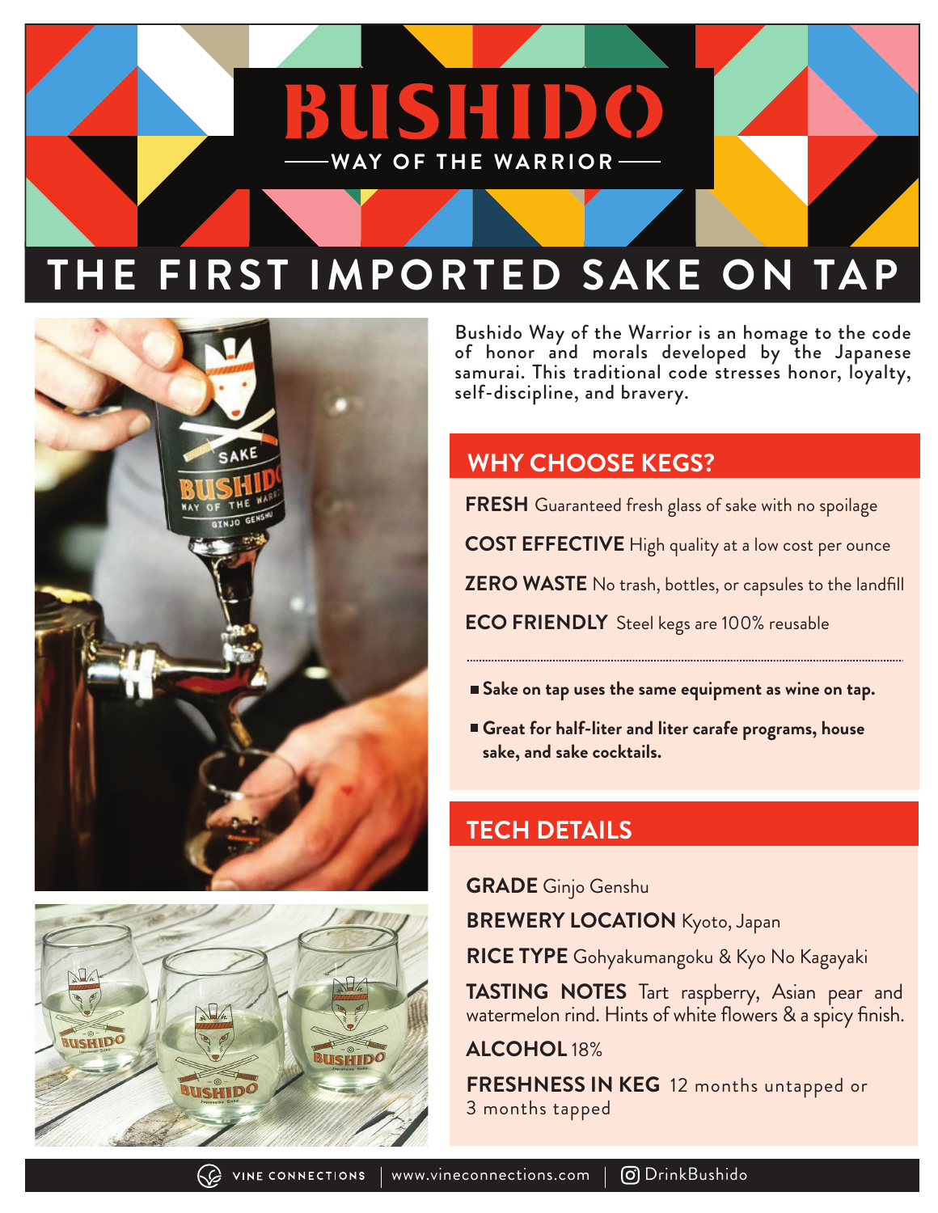# BUSHIDO

WAY OF THE WARRIOR

## THE FIRST IMPORTED SAKE ON TAP

Bushido Way of the Warrior is an homage to the code of honor and morals developed by the Japanese samurai. This traditional code stresses honor, loyalty, self-discipline, and bravery.

## WHY CHOOSE KEGS?

**FRESH** Guaranteed fresh glass of sake with no spoilage

**COST EFFECTIVE** High quality at a low cost per ounce

**ZERO WASTE** No trash, bottles, or capsules to the landfill

**ECO FRIENDLY** Steel kegs are 100% reusable

- **Sake on tap uses the same equipment as wine on tap.**
- **Great for half-liter and liter carafe programs, house sake, and sake cocktails.**

## TECH DETAILS

**GRADE** Ginjo Genshu

**BREWERY LOCATION** Kyoto, Japan

**RICE TYPE** Gohyakumangoku & Kyo No Kagayaki

**TASTING NOTES** Tart raspberry, Asian pear and watermelon rind. Hints of white flowers & a spicy finish.

**ALCOHOL** 18%

**FRESHNESS IN KEG** 12 months untapped or 3 months tapped

VINE CONNECTIONS | www.vineconnections.com | DrinkBushido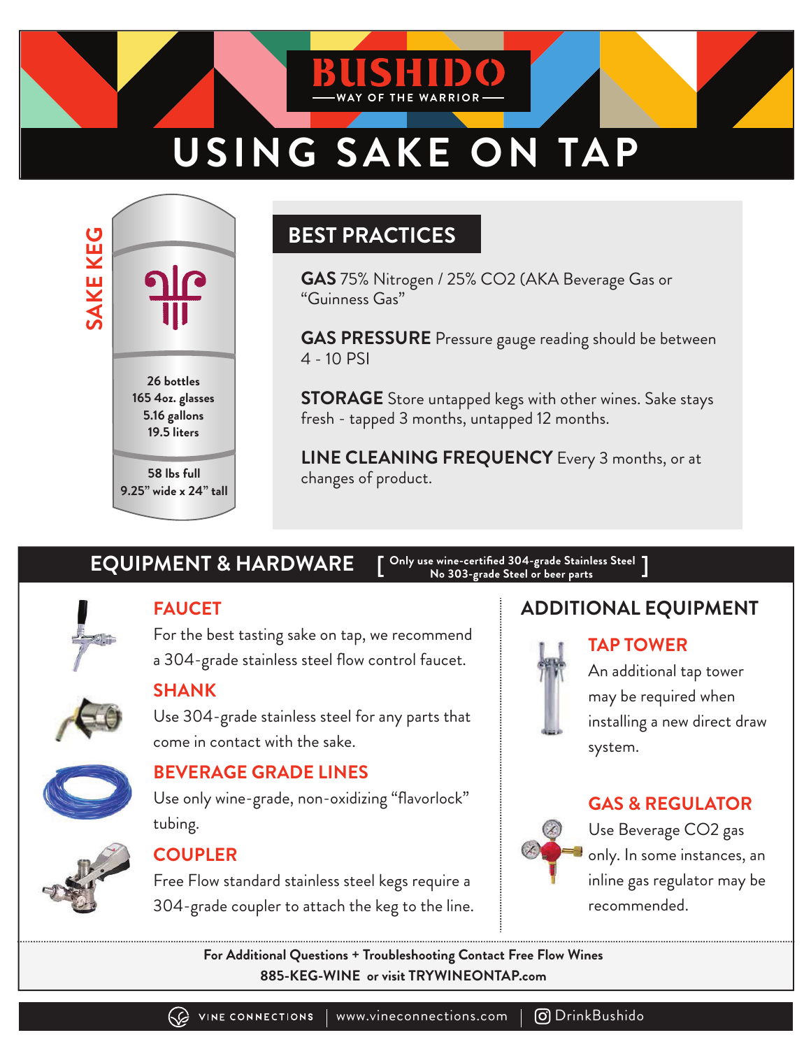BUSHIDO

WAY OF THE WARRIOR

# USING SAKE ON TAP

## SAKE KEG

26 bottles
165 4oz. glasses
5.16 gallons
19.5 liters

58 lbs full
9.25" wide x 24" tall

## BEST PRACTICES

**GAS** 75% Nitrogen / 25% $CO_2$ (AKA Beverage Gas or "Guinness Gas"

**GAS PRESSURE** Pressure gauge reading should be between 4 - 10 PSI

**STORAGE** Store untapped kegs with other wines. Sake stays fresh - tapped 3 months, untapped 12 months.

**LINE CLEANING FREQUENCY** Every 3 months, or at changes of product.

## EQUIPMENT & HARDWARE

[ Only use wine-certified 304-grade Stainless Steel No 303-grade Steel or beer parts ]

### FAUCET

For the best tasting sake on tap, we recommend a 304-grade stainless steel flow control faucet.

### SHANK

Use 304-grade stainless steel for any parts that come in contact with the sake.

### BEVERAGE GRADE LINES

Use only wine-grade, non-oxidizing "flavorlock" tubing.

### COUPLER

Free Flow standard stainless steel kegs require a 304-grade coupler to attach the keg to the line.

## ADDITIONAL EQUIPMENT

### TAP TOWER

An additional tap tower may be required when installing a new direct draw system.

### GAS & REGULATOR

Use Beverage $CO_2$ gas only. In some instances, an inline gas regulator may be recommended.

**For Additional Questions + Troubleshooting Contact Free Flow Wines**
**885-KEG-WINE or visit TRYWINEONTAP.com**

VINE CONNECTIONS | www.vineconnections.com | DrinkBushido